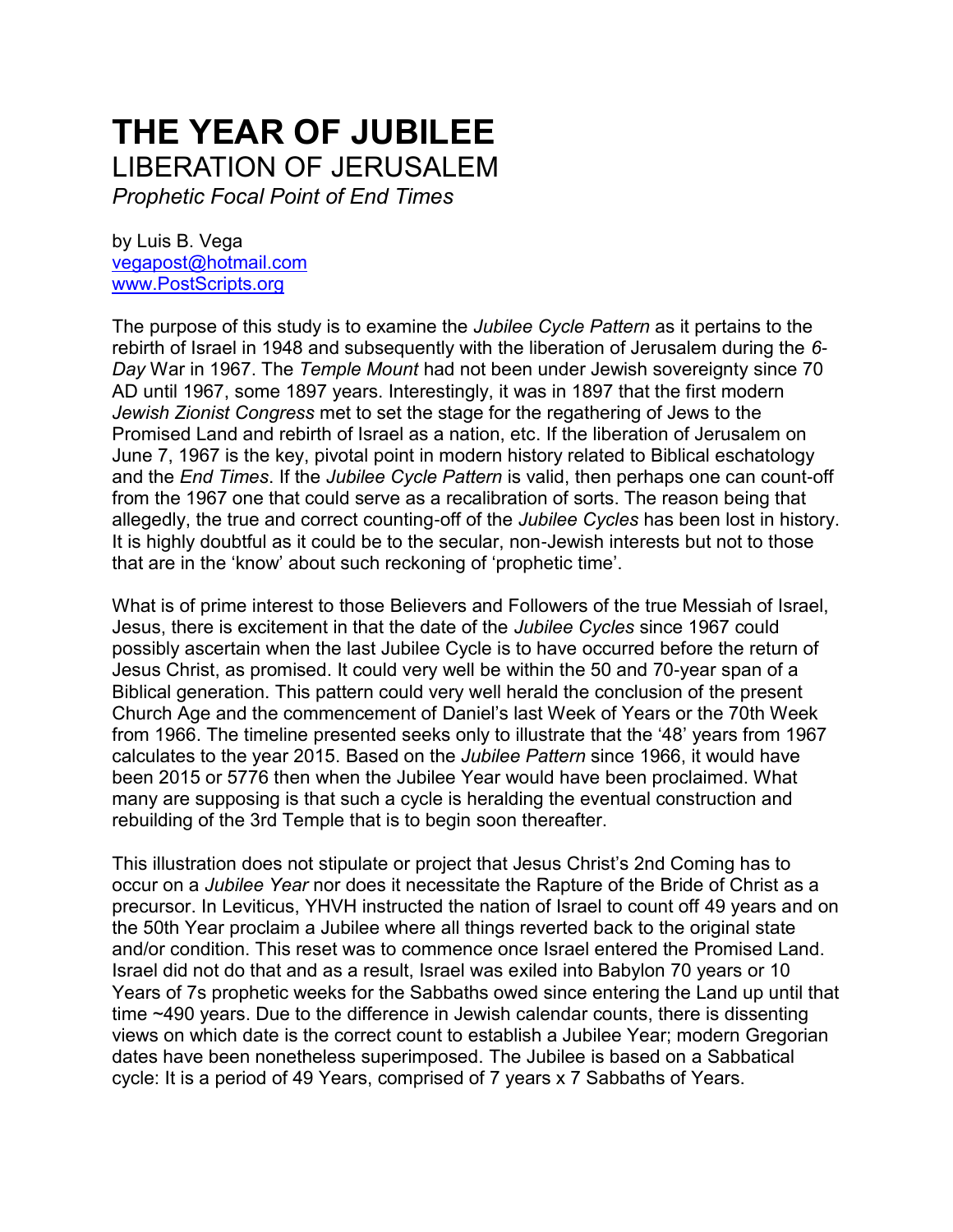# THE YEAR OF JUBILEE

## LIBERATION OF JERUSALEM

*Prophetic Focal Point of End Times*

by Luis B. Vega
vegapost@hotmail.com
www.PostScripts.org

The purpose of this study is to examine the *Jubilee Cycle Pattern* as it pertains to the rebirth of Israel in 1948 and subsequently with the liberation of Jerusalem during the *6-Day* War in 1967. The *Temple Mount* had not been under Jewish sovereignty since 70 AD until 1967, some 1897 years. Interestingly, it was in 1897 that the first modern *Jewish Zionist Congress* met to set the stage for the regathering of Jews to the Promised Land and rebirth of Israel as a nation, etc. If the liberation of Jerusalem on June 7, 1967 is the key, pivotal point in modern history related to Biblical eschatology and the *End Times*. If the *Jubilee Cycle Pattern* is valid, then perhaps one can count-off from the 1967 one that could serve as a recalibration of sorts. The reason being that allegedly, the true and correct counting-off of the *Jubilee Cycles* has been lost in history. It is highly doubtful as it could be to the secular, non-Jewish interests but not to those that are in the 'know' about such reckoning of 'prophetic time'.

What is of prime interest to those Believers and Followers of the true Messiah of Israel, Jesus, there is excitement in that the date of the *Jubilee Cycles* since 1967 could possibly ascertain when the last Jubilee Cycle is to have occurred before the return of Jesus Christ, as promised. It could very well be within the 50 and 70-year span of a Biblical generation. This pattern could very well herald the conclusion of the present Church Age and the commencement of Daniel's last Week of Years or the 70th Week from 1966. The timeline presented seeks only to illustrate that the '48' years from 1967 calculates to the year 2015. Based on the *Jubilee Pattern* since 1966, it would have been 2015 or 5776 then when the Jubilee Year would have been proclaimed. What many are supposing is that such a cycle is heralding the eventual construction and rebuilding of the 3rd Temple that is to begin soon thereafter.

This illustration does not stipulate or project that Jesus Christ's 2nd Coming has to occur on a *Jubilee Year* nor does it necessitate the Rapture of the Bride of Christ as a precursor. In Leviticus, YHVH instructed the nation of Israel to count off 49 years and on the 50th Year proclaim a Jubilee where all things reverted back to the original state and/or condition. This reset was to commence once Israel entered the Promised Land. Israel did not do that and as a result, Israel was exiled into Babylon 70 years or 10 Years of 7s prophetic weeks for the Sabbaths owed since entering the Land up until that time ~490 years. Due to the difference in Jewish calendar counts, there is dissenting views on which date is the correct count to establish a Jubilee Year; modern Gregorian dates have been nonetheless superimposed. The Jubilee is based on a Sabbatical cycle: It is a period of 49 Years, comprised of 7 years x 7 Sabbaths of Years.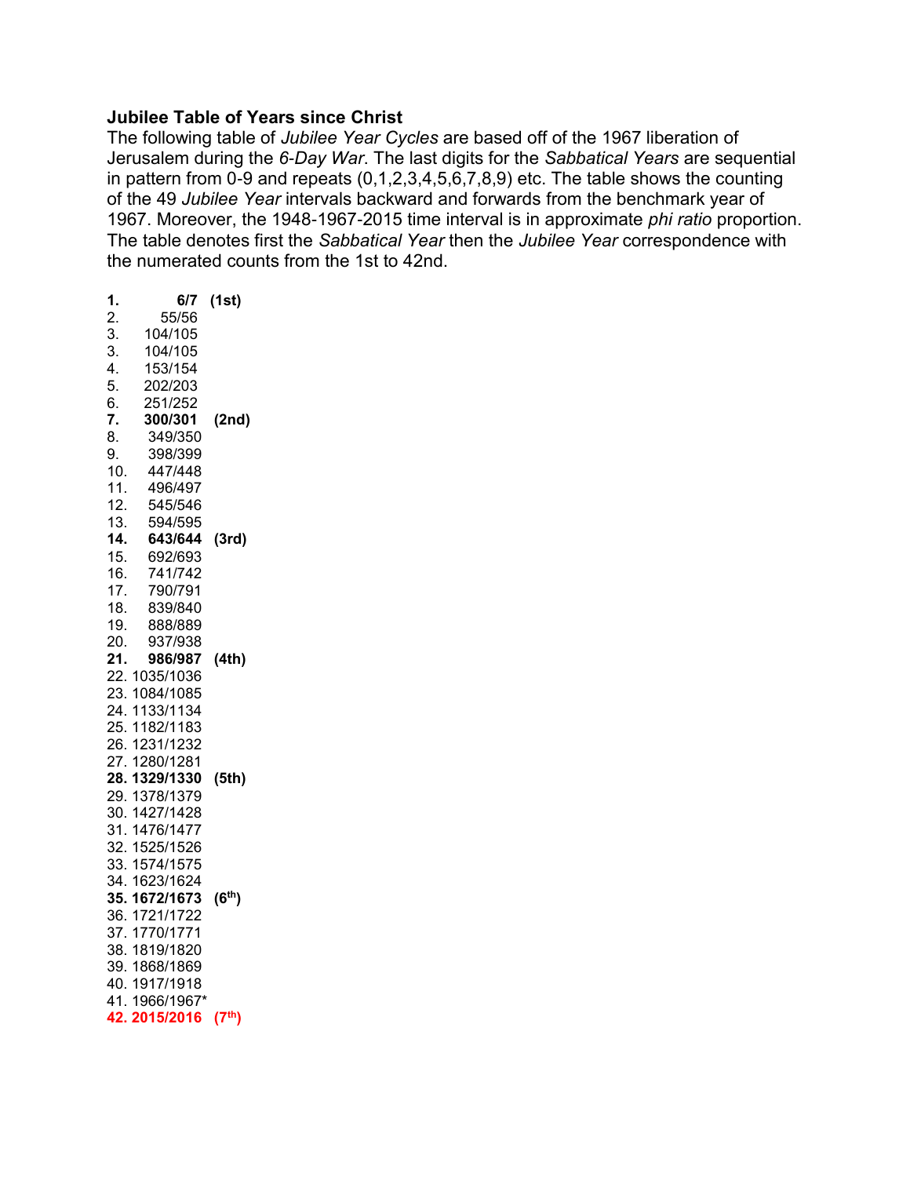**Jubilee Table of Years since Christ**

The following table of *Jubilee Year Cycles* are based off of the 1967 liberation of Jerusalem during the *6-Day War*. The last digits for the *Sabbatical Years* are sequential in pattern from 0-9 and repeats (0,1,2,3,4,5,6,7,8,9) etc. The table shows the counting of the 49 *Jubilee Year* intervals backward and forwards from the benchmark year of 1967. Moreover, the 1948-1967-2015 time interval is in approximate *phi ratio* proportion. The table denotes first the *Sabbatical Year* then the *Jubilee Year* correspondence with the numerated counts from the 1st to 42nd.

**1. 6/7 (1st)**
2. 55/56
3. 104/105
3. 104/105
4. 153/154
5. 202/203
6. 251/252
**7. 300/301 (2nd)**
8. 349/350
9. 398/399
10. 447/448
11. 496/497
12. 545/546
13. 594/595
**14. 643/644 (3rd)**
15. 692/693
16. 741/742
17. 790/791
18. 839/840
19. 888/889
20. 937/938
**21. 986/987 (4th)**
22. 1035/1036
23. 1084/1085
24. 1133/1134
25. 1182/1183
26. 1231/1232
27. 1280/1281
**28. 1329/1330 (5th)**
29. 1378/1379
30. 1427/1428
31. 1476/1477
32. 1525/1526
33. 1574/1575
34. 1623/1624
**35. 1672/1673 (6th)**
36. 1721/1722
37. 1770/1771
38. 1819/1820
39. 1868/1869
40. 1917/1918
41. 1966/1967*
**42. 2015/2016 (7th)**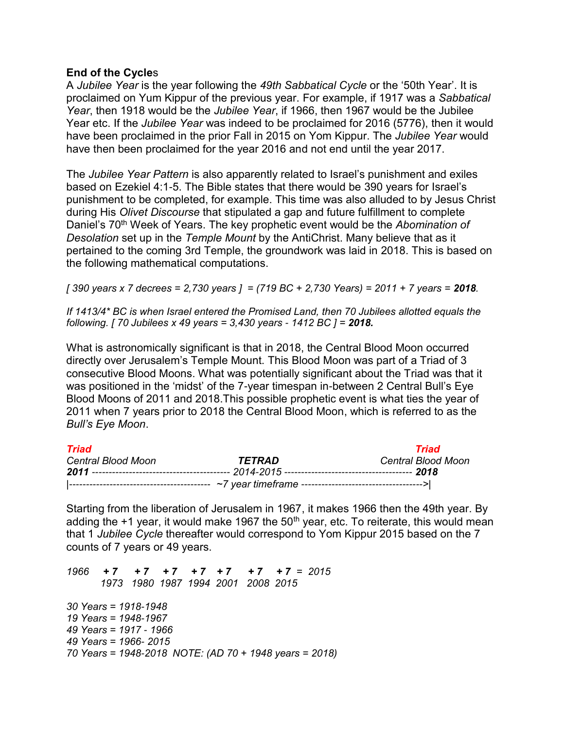**End of the Cycles**

A *Jubilee Year* is the year following the *49th Sabbatical Cycle* or the '50th Year'. It is proclaimed on Yum Kippur of the previous year. For example, if 1917 was a *Sabbatical Year*, then 1918 would be the *Jubilee Year*, if 1966, then 1967 would be the Jubilee Year etc. If the *Jubilee Year* was indeed to be proclaimed for 2016 (5776), then it would have been proclaimed in the prior Fall in 2015 on Yom Kippur. The *Jubilee Year* would have then been proclaimed for the year 2016 and not end until the year 2017.

The *Jubilee Year Pattern* is also apparently related to Israel's punishment and exiles based on Ezekiel 4:1-5. The Bible states that there would be 390 years for Israel's punishment to be completed, for example. This time was also alluded to by Jesus Christ during His *Olivet Discourse* that stipulated a gap and future fulfillment to complete Daniel's 70th Week of Years. The key prophetic event would be the *Abomination of Desolation* set up in the *Temple Mount* by the AntiChrist. Many believe that as it pertained to the coming 3rd Temple, the groundwork was laid in 2018. This is based on the following mathematical computations.

*[ 390 years x 7 decrees = 2,730 years ] = (719 BC + 2,730 Years) = 2011 + 7 years = **2018**.*

*If 1413/4* BC is when Israel entered the Promised Land, then 70 Jubilees allotted equals the following. [ 70 Jubilees x 49 years = 3,430 years - 1412 BC ] = **2018.***

What is astronomically significant is that in 2018, the Central Blood Moon occurred directly over Jerusalem's Temple Mount. This Blood Moon was part of a Triad of 3 consecutive Blood Moons. What was potentially significant about the Triad was that it was positioned in the 'midst' of the 7-year timespan in-between 2 Central Bull's Eye Blood Moons of 2011 and 2018.This possible prophetic event is what ties the year of 2011 when 7 years prior to 2018 the Central Blood Moon, which is referred to as the *Bull's Eye Moon*.

| ***Triad*** | | ***Triad*** |
|---|---|---|
| *Central Blood Moon* | ***TETRAD*** | *Central Blood Moon* |
| ***2011*** ---------------------------------------- | *2014-2015* | ------------------------------------- ***2018*** |
| \|----------------------------------------- | *~7 year timeframe* | ------------------------------------>\| |

Starting from the liberation of Jerusalem in 1967, it makes 1966 then the 49th year. By adding the +1 year, it would make 1967 the 50th year, etc. To reiterate, this would mean that 1 *Jubilee Cycle* thereafter would correspond to Yom Kippur 2015 based on the 7 counts of 7 years or 49 years.

*1966 **+ 7** **+ 7** **+ 7** **+ 7** **+ 7** **+ 7** **+ 7** = 2015*
*1973 1980 1987 1994 2001 2008 2015*

*30 Years = 1918-1948*
*19 Years = 1948-1967*
*49 Years = 1917 - 1966*
*49 Years = 1966- 2015*
*70 Years = 1948-2018 NOTE: (AD 70 + 1948 years = 2018)*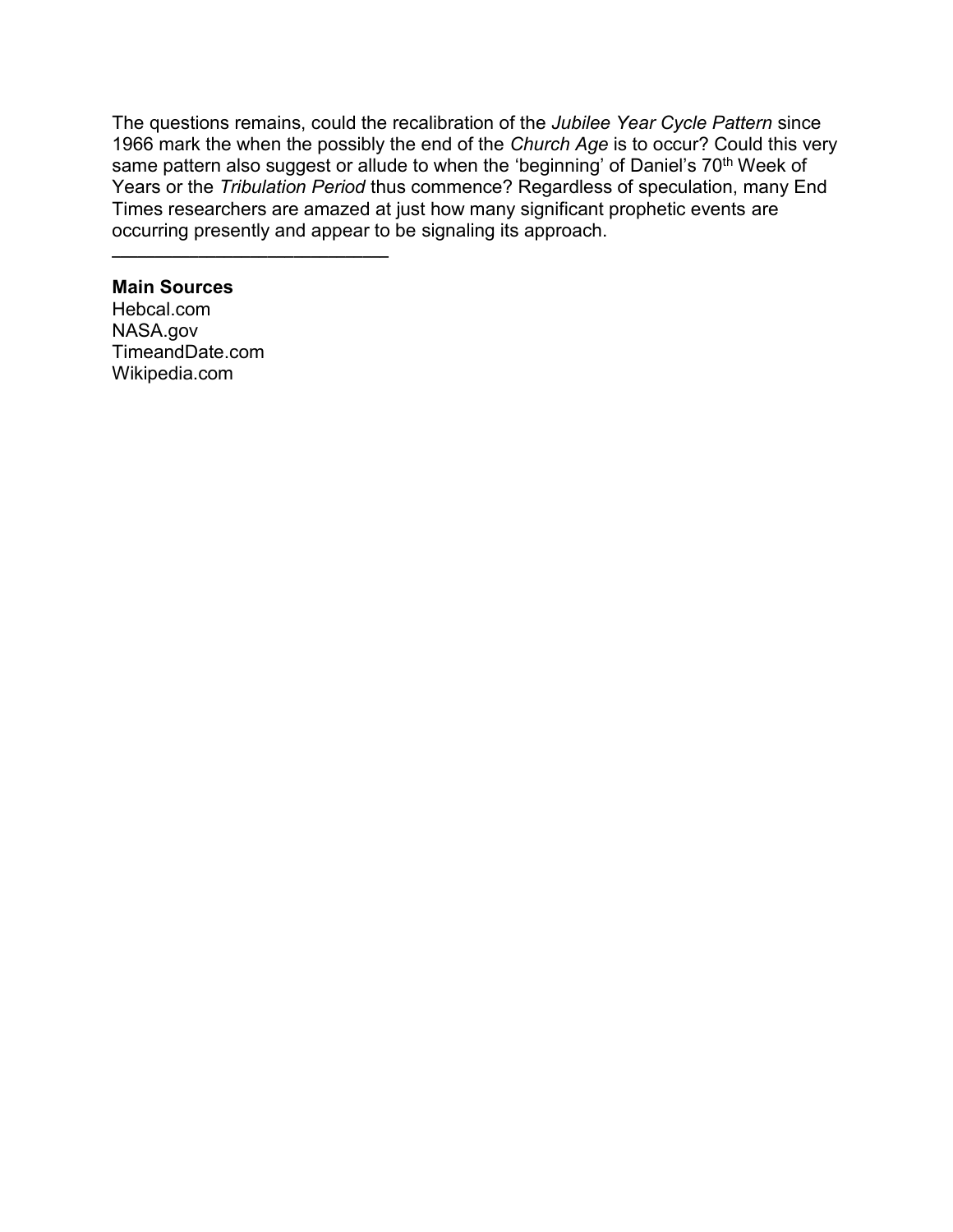The questions remains, could the recalibration of the *Jubilee Year Cycle Pattern* since 1966 mark the when the possibly the end of the *Church Age* is to occur? Could this very same pattern also suggest or allude to when the 'beginning' of Daniel's 70th Week of Years or the *Tribulation Period* thus commence? Regardless of speculation, many End Times researchers are amazed at just how many significant prophetic events are occurring presently and appear to be signaling its approach.

———————————————

**Main Sources**
Hebcal.com
NASA.gov
TimeandDate.com
Wikipedia.com